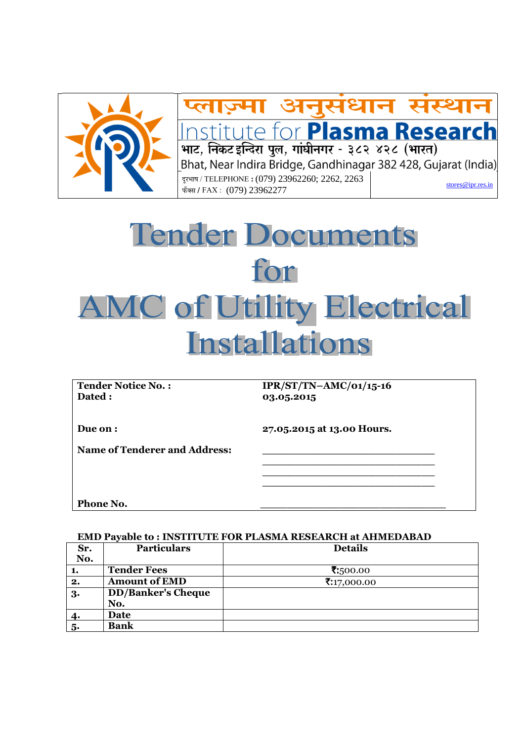प्लाज़्मा अनुसंधान संस्थान

**Institute for Plasma Research**

भाट, निकट इन्दिरा पुल, गांधीनगर - ३८२ ४२८ (भारत)

Bhat, Near Indira Bridge, Gandhinagar 382 428, Gujarat (India)

दूरभाष / TELEPHONE : (079) 23962260; 2262, 2263

फैक्स / FAX : (079) 23962277

stores@ipr.res.in

# Tender Documents for AMC of Utility Electrical Installations

| | |
|---|---|
| **Tender Notice No. :** | **IPR/ST/TN–AMC/01/15-16** |
| **Dated :** | **03.05.2015** |
| **Due on :** | **27.05.2015 at 13.00 Hours.** |
| **Name of Tenderer and Address:** | ______________________________ ______________________________ ______________________________ ______________________________ |
| **Phone No.** | ______________________________ |

**EMD Payable to : INSTITUTE FOR PLASMA RESEARCH at AHMEDABAD**

| Sr. No. | Particulars | Details |
|---|---|---|
| **1.** | **Tender Fees** | ₹:500.00 |
| **2.** | **Amount of EMD** | ₹:17,000.00 |
| **3.** | **DD/Banker's Cheque No.** | |
| **4.** | **Date** | |
| **5.** | **Bank** | |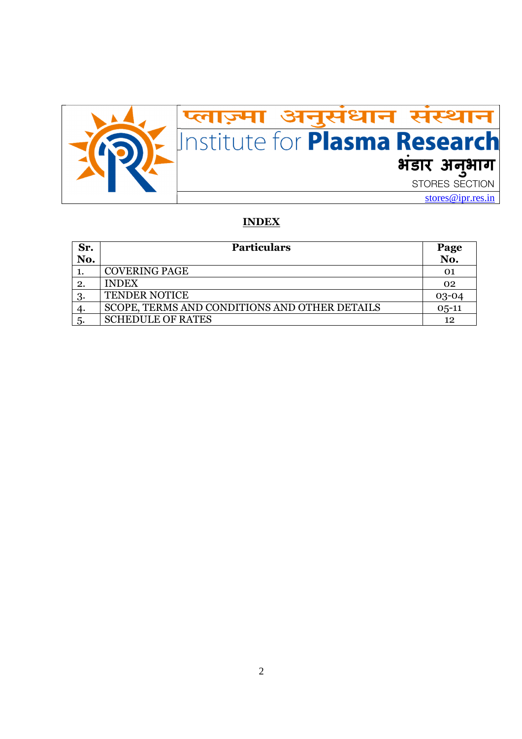| प्लाज़्मा अनुसंधान संस्थान<br>Institute for **Plasma Research**<br>भंडार अनुभाग<br>STORES SECTION<br>stores@ipr.res.in |
|---|

## INDEX

| Sr. No. | Particulars | Page No. |
|---|---|---|
| 1. | COVERING PAGE | 01 |
| 2. | INDEX | 02 |
| 3. | TENDER NOTICE | 03-04 |
| 4. | SCOPE, TERMS AND CONDITIONS AND OTHER DETAILS | 05-11 |
| 5. | SCHEDULE OF RATES | 12 |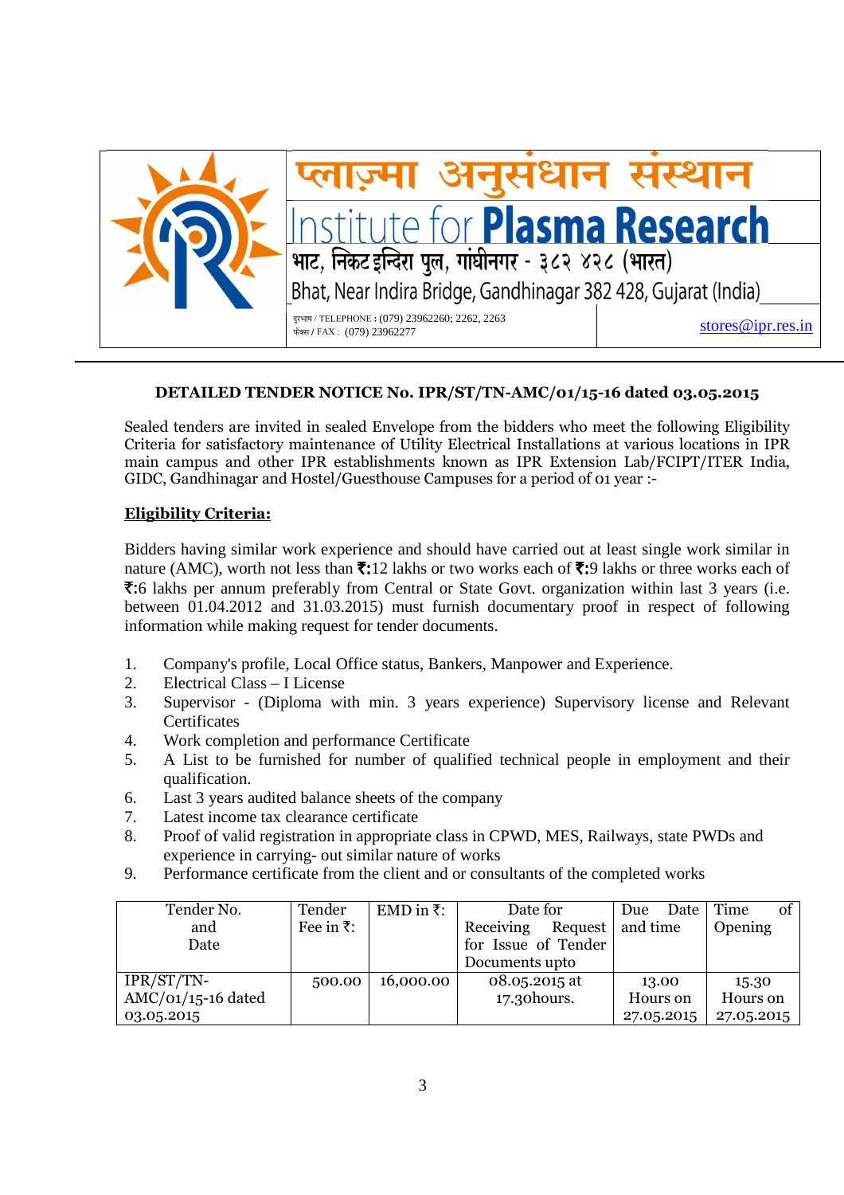प्लाज़्मा अनुसंधान संस्थान

Institute for **Plasma Research**

भाट, निकट इन्दिरा पुल, गांधीनगर - ३८२ ४२८ (भारत)

Bhat, Near Indira Bridge, Gandhinagar 382 428, Gujarat (India)

दूरभाष / TELEPHONE : (079) 23962260; 2262, 2263
फैक्स / FAX : (079) 23962277

stores@ipr.res.in

---

**DETAILED TENDER NOTICE No. IPR/ST/TN-AMC/01/15-16 dated 03.05.2015**

Sealed tenders are invited in sealed Envelope from the bidders who meet the following Eligibility Criteria for satisfactory maintenance of Utility Electrical Installations at various locations in IPR main campus and other IPR establishments known as IPR Extension Lab/FCIPT/ITER India, GIDC, Gandhinagar and Hostel/Guesthouse Campuses for a period of 01 year :-

**Eligibility Criteria:**

Bidders having similar work experience and should have carried out at least single work similar in nature (AMC), worth not less than ₹:12 lakhs or two works each of ₹:9 lakhs or three works each of ₹:6 lakhs per annum preferably from Central or State Govt. organization within last 3 years (i.e. between 01.04.2012 and 31.03.2015) must furnish documentary proof in respect of following information while making request for tender documents.

1. Company's profile, Local Office status, Bankers, Manpower and Experience.
2. Electrical Class – I License
3. Supervisor - (Diploma with min. 3 years experience) Supervisory license and Relevant Certificates
4. Work completion and performance Certificate
5. A List to be furnished for number of qualified technical people in employment and their qualification.
6. Last 3 years audited balance sheets of the company
7. Latest income tax clearance certificate
8. Proof of valid registration in appropriate class in CPWD, MES, Railways, state PWDs and experience in carrying- out similar nature of works
9. Performance certificate from the client and or consultants of the completed works

| Tender No. and Date | Tender Fee in ₹: | EMD in ₹: | Date for Receiving Request for Issue of Tender Documents upto | Due Date and time | Time of Opening |
|---|---|---|---|---|---|
| IPR/ST/TN-AMC/01/15-16 dated 03.05.2015 | 500.00 | 16,000.00 | 08.05.2015 at 17.30hours. | 13.00 Hours on 27.05.2015 | 15.30 Hours on 27.05.2015 |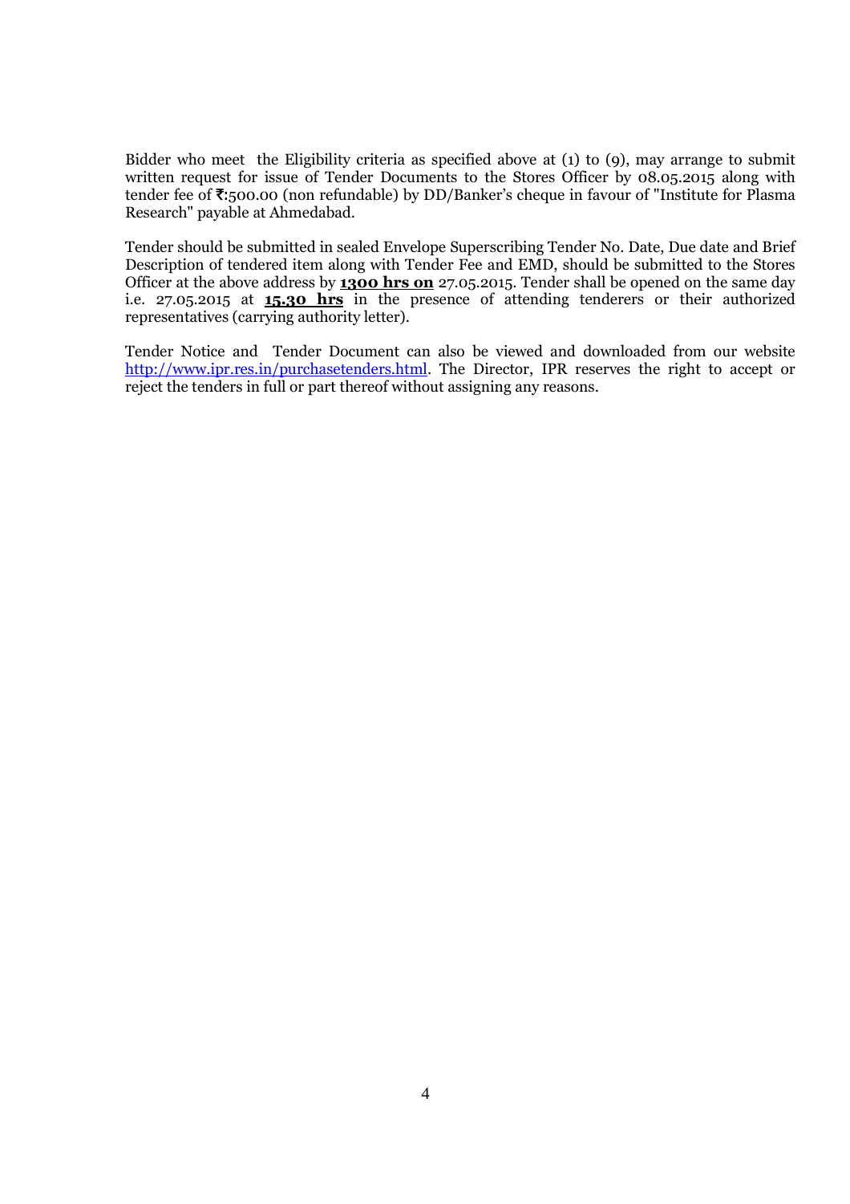Bidder who meet the Eligibility criteria as specified above at (1) to (9), may arrange to submit written request for issue of Tender Documents to the Stores Officer by 08.05.2015 along with tender fee of **₹:**500.00 (non refundable) by DD/Banker's cheque in favour of "Institute for Plasma Research" payable at Ahmedabad.

Tender should be submitted in sealed Envelope Superscribing Tender No. Date, Due date and Brief Description of tendered item along with Tender Fee and EMD, should be submitted to the Stores Officer at the above address by **1300 hrs on** 27.05.2015. Tender shall be opened on the same day i.e. 27.05.2015 at **15.30 hrs** in the presence of attending tenderers or their authorized representatives (carrying authority letter).

Tender Notice and Tender Document can also be viewed and downloaded from our website http://www.ipr.res.in/purchasetenders.html. The Director, IPR reserves the right to accept or reject the tenders in full or part thereof without assigning any reasons.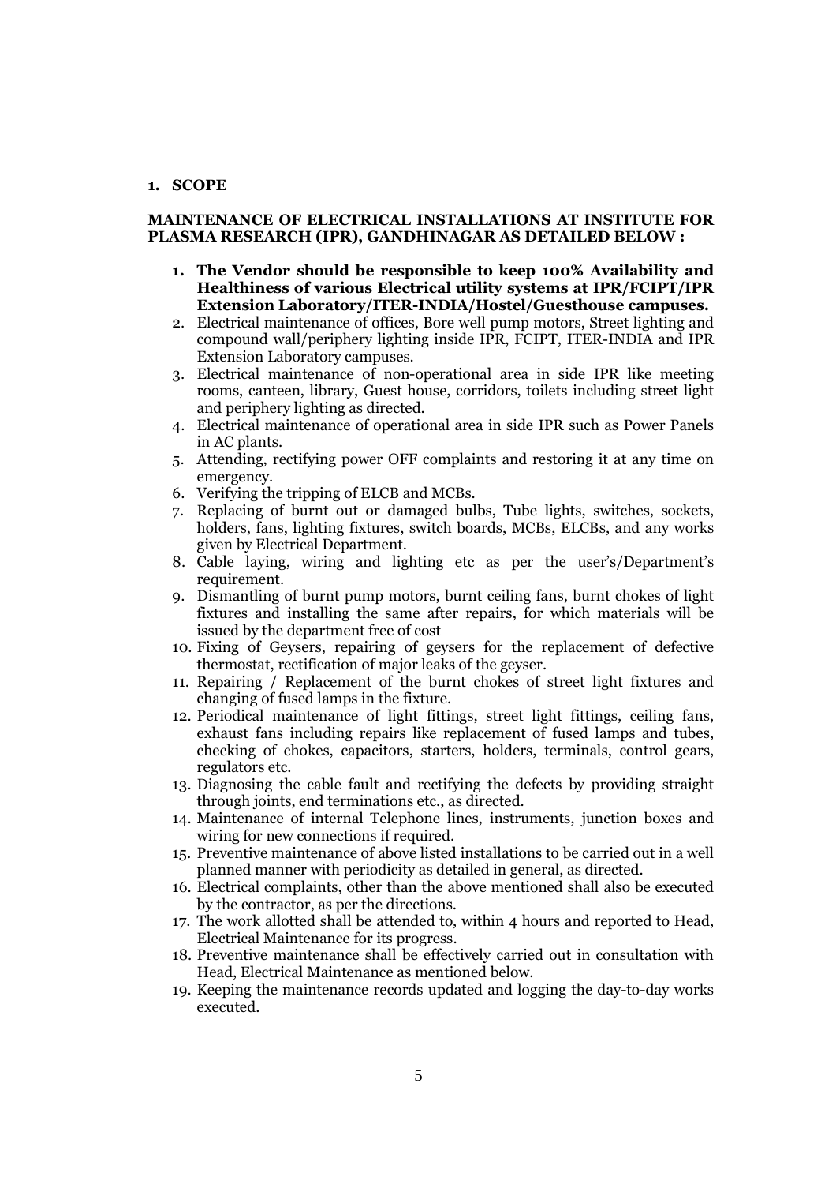## 1. SCOPE

**MAINTENANCE OF ELECTRICAL INSTALLATIONS AT INSTITUTE FOR PLASMA RESEARCH (IPR), GANDHINAGAR AS DETAILED BELOW :**

1. **The Vendor should be responsible to keep 100% Availability and Healthiness of various Electrical utility systems at IPR/FCIPT/IPR Extension Laboratory/ITER-INDIA/Hostel/Guesthouse campuses.**
2. Electrical maintenance of offices, Bore well pump motors, Street lighting and compound wall/periphery lighting inside IPR, FCIPT, ITER-INDIA and IPR Extension Laboratory campuses.
3. Electrical maintenance of non-operational area in side IPR like meeting rooms, canteen, library, Guest house, corridors, toilets including street light and periphery lighting as directed.
4. Electrical maintenance of operational area in side IPR such as Power Panels in AC plants.
5. Attending, rectifying power OFF complaints and restoring it at any time on emergency.
6. Verifying the tripping of ELCB and MCBs.
7. Replacing of burnt out or damaged bulbs, Tube lights, switches, sockets, holders, fans, lighting fixtures, switch boards, MCBs, ELCBs, and any works given by Electrical Department.
8. Cable laying, wiring and lighting etc as per the user's/Department's requirement.
9. Dismantling of burnt pump motors, burnt ceiling fans, burnt chokes of light fixtures and installing the same after repairs, for which materials will be issued by the department free of cost
10. Fixing of Geysers, repairing of geysers for the replacement of defective thermostat, rectification of major leaks of the geyser.
11. Repairing / Replacement of the burnt chokes of street light fixtures and changing of fused lamps in the fixture.
12. Periodical maintenance of light fittings, street light fittings, ceiling fans, exhaust fans including repairs like replacement of fused lamps and tubes, checking of chokes, capacitors, starters, holders, terminals, control gears, regulators etc.
13. Diagnosing the cable fault and rectifying the defects by providing straight through joints, end terminations etc., as directed.
14. Maintenance of internal Telephone lines, instruments, junction boxes and wiring for new connections if required.
15. Preventive maintenance of above listed installations to be carried out in a well planned manner with periodicity as detailed in general, as directed.
16. Electrical complaints, other than the above mentioned shall also be executed by the contractor, as per the directions.
17. The work allotted shall be attended to, within 4 hours and reported to Head, Electrical Maintenance for its progress.
18. Preventive maintenance shall be effectively carried out in consultation with Head, Electrical Maintenance as mentioned below.
19. Keeping the maintenance records updated and logging the day-to-day works executed.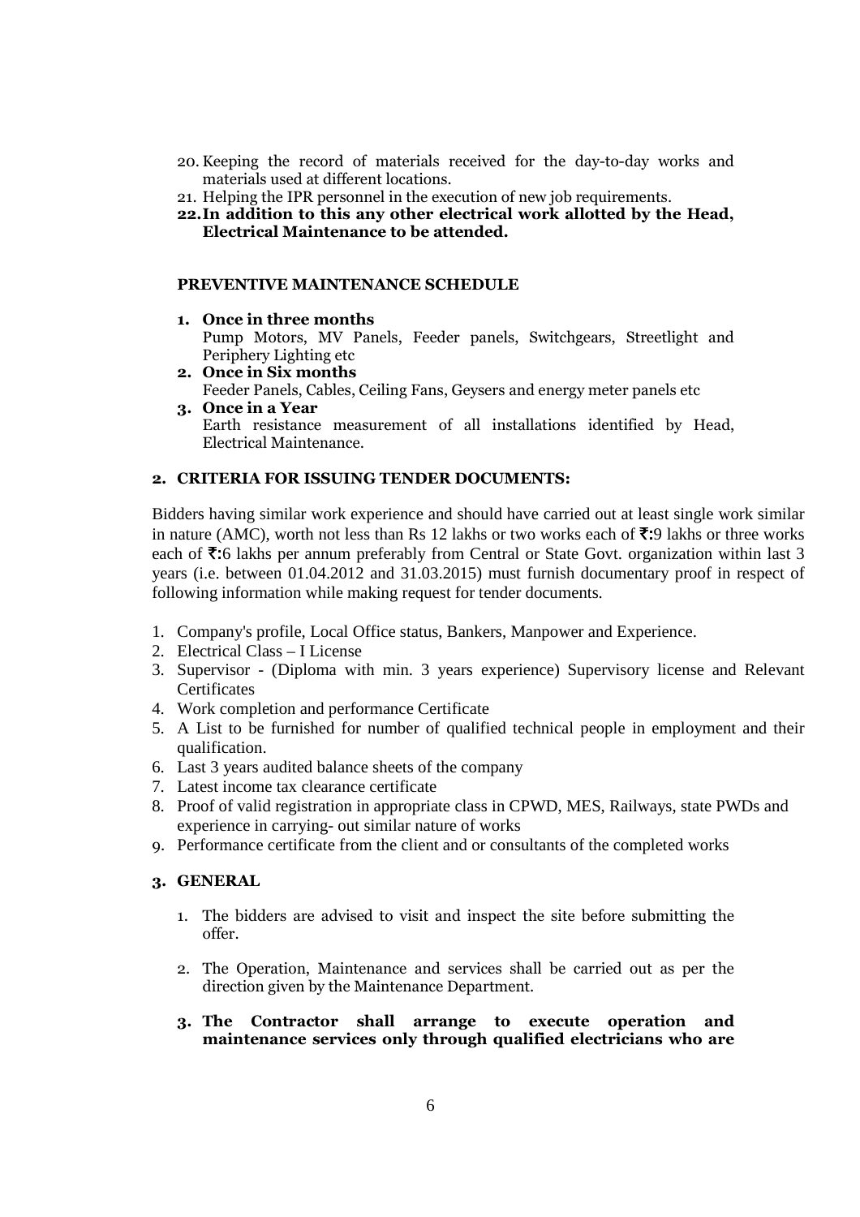20. Keeping the record of materials received for the day-to-day works and materials used at different locations.
21. Helping the IPR personnel in the execution of new job requirements.
22. **In addition to this any other electrical work allotted by the Head, Electrical Maintenance to be attended.**

**PREVENTIVE MAINTENANCE SCHEDULE**

1. **Once in three months**
   Pump Motors, MV Panels, Feeder panels, Switchgears, Streetlight and Periphery Lighting etc
2. **Once in Six months**
   Feeder Panels, Cables, Ceiling Fans, Geysers and energy meter panels etc
3. **Once in a Year**
   Earth resistance measurement of all installations identified by Head, Electrical Maintenance.

## 2. CRITERIA FOR ISSUING TENDER DOCUMENTS:

Bidders having similar work experience and should have carried out at least single work similar in nature (AMC), worth not less than Rs 12 lakhs or two works each of **₹:**9 lakhs or three works each of **₹:**6 lakhs per annum preferably from Central or State Govt. organization within last 3 years (i.e. between 01.04.2012 and 31.03.2015) must furnish documentary proof in respect of following information while making request for tender documents.

1. Company's profile, Local Office status, Bankers, Manpower and Experience.
2. Electrical Class – I License
3. Supervisor - (Diploma with min. 3 years experience) Supervisory license and Relevant Certificates
4. Work completion and performance Certificate
5. A List to be furnished for number of qualified technical people in employment and their qualification.
6. Last 3 years audited balance sheets of the company
7. Latest income tax clearance certificate
8. Proof of valid registration in appropriate class in CPWD, MES, Railways, state PWDs and experience in carrying- out similar nature of works
9. Performance certificate from the client and or consultants of the completed works

## 3. GENERAL

1. The bidders are advised to visit and inspect the site before submitting the offer.
2. The Operation, Maintenance and services shall be carried out as per the direction given by the Maintenance Department.
3. **The Contractor shall arrange to execute operation and maintenance services only through qualified electricians who are**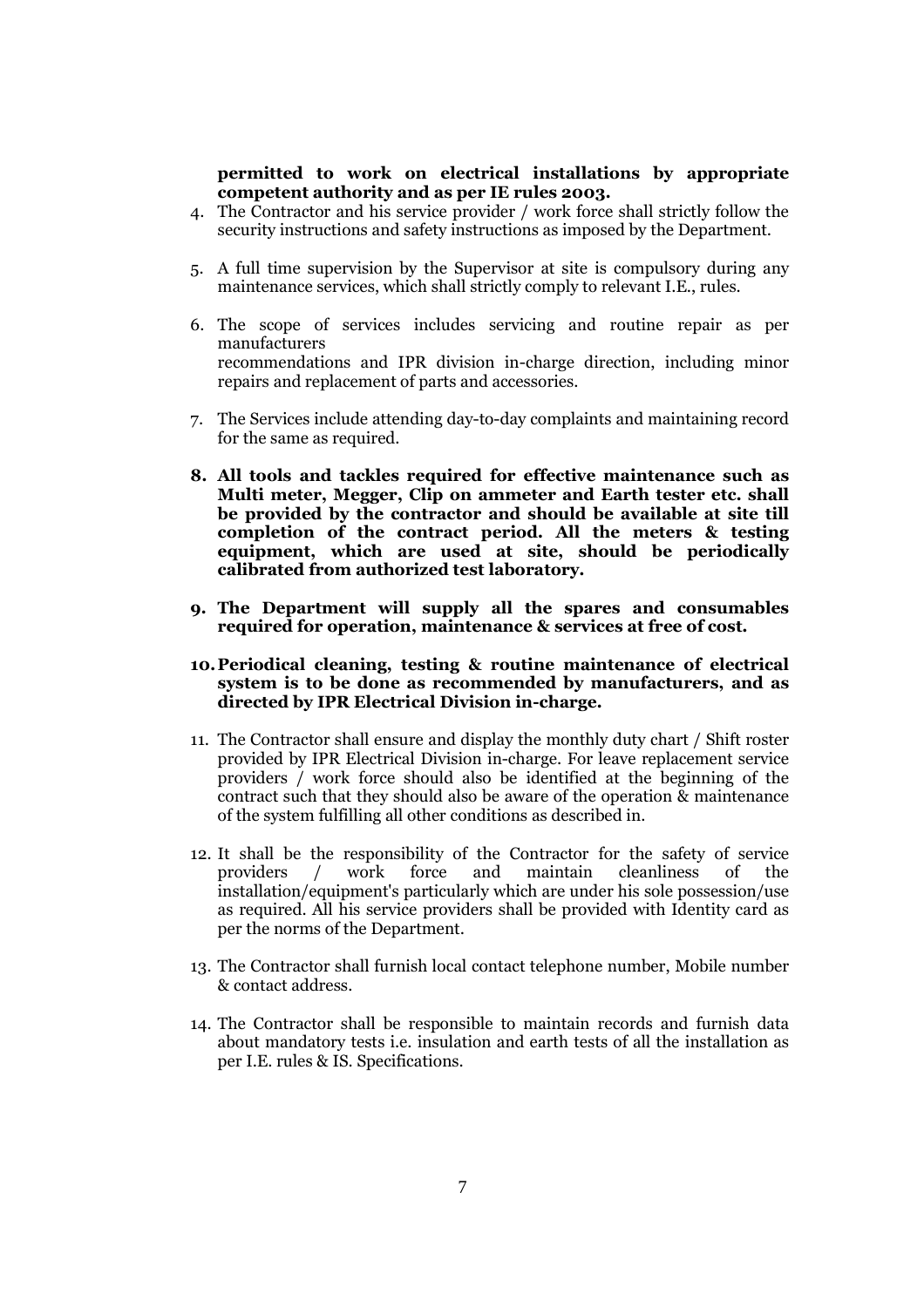**permitted to work on electrical installations by appropriate competent authority and as per IE rules 2003.**

4. The Contractor and his service provider / work force shall strictly follow the security instructions and safety instructions as imposed by the Department.

5. A full time supervision by the Supervisor at site is compulsory during any maintenance services, which shall strictly comply to relevant I.E., rules.

6. The scope of services includes servicing and routine repair as per manufacturers recommendations and IPR division in-charge direction, including minor repairs and replacement of parts and accessories.

7. The Services include attending day-to-day complaints and maintaining record for the same as required.

8. **All tools and tackles required for effective maintenance such as Multi meter, Megger, Clip on ammeter and Earth tester etc. shall be provided by the contractor and should be available at site till completion of the contract period. All the meters & testing equipment, which are used at site, should be periodically calibrated from authorized test laboratory.**

9. **The Department will supply all the spares and consumables required for operation, maintenance & services at free of cost.**

10. **Periodical cleaning, testing & routine maintenance of electrical system is to be done as recommended by manufacturers, and as directed by IPR Electrical Division in-charge.**

11. The Contractor shall ensure and display the monthly duty chart / Shift roster provided by IPR Electrical Division in-charge. For leave replacement service providers / work force should also be identified at the beginning of the contract such that they should also be aware of the operation & maintenance of the system fulfilling all other conditions as described in.

12. It shall be the responsibility of the Contractor for the safety of service providers / work force and maintain cleanliness of the installation/equipment's particularly which are under his sole possession/use as required. All his service providers shall be provided with Identity card as per the norms of the Department.

13. The Contractor shall furnish local contact telephone number, Mobile number & contact address.

14. The Contractor shall be responsible to maintain records and furnish data about mandatory tests i.e. insulation and earth tests of all the installation as per I.E. rules & IS. Specifications.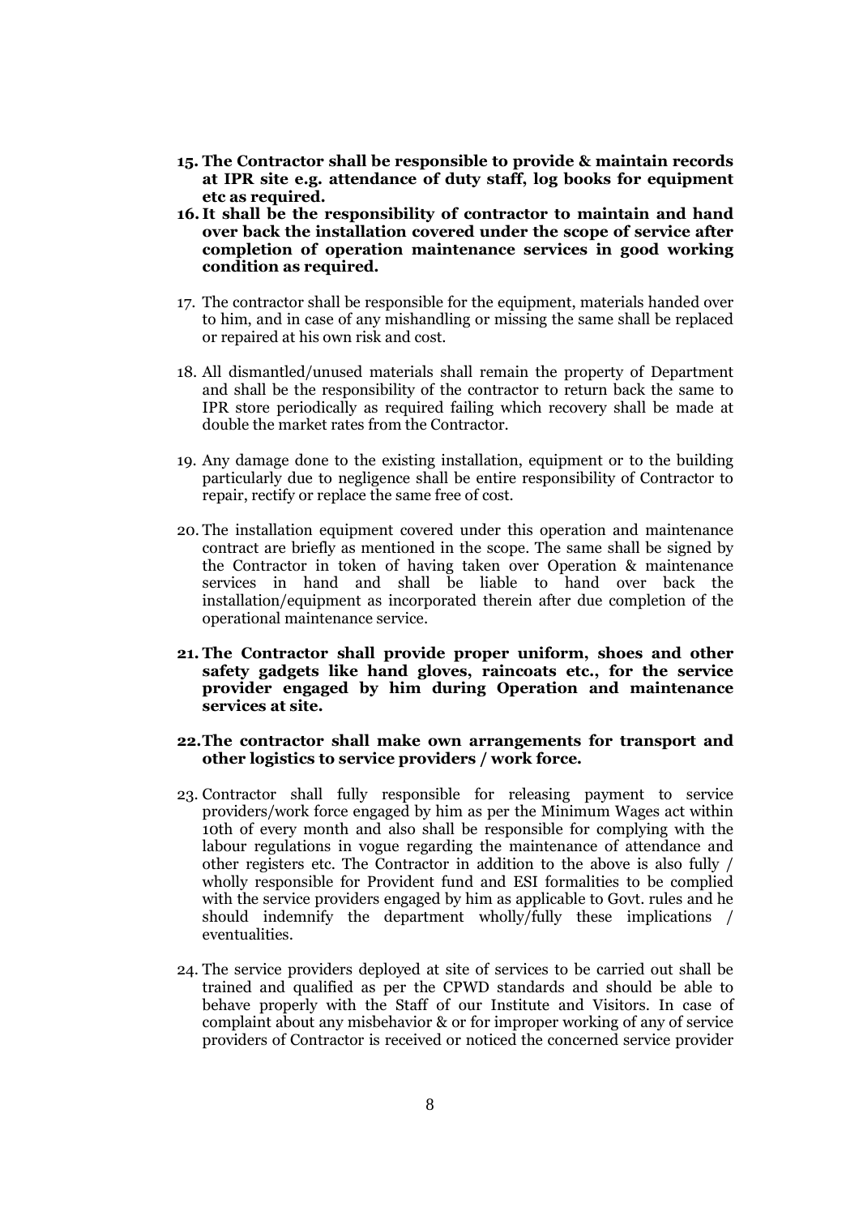15. **The Contractor shall be responsible to provide & maintain records at IPR site e.g. attendance of duty staff, log books for equipment etc as required.**
16. **It shall be the responsibility of contractor to maintain and hand over back the installation covered under the scope of service after completion of operation maintenance services in good working condition as required.**
17. The contractor shall be responsible for the equipment, materials handed over to him, and in case of any mishandling or missing the same shall be replaced or repaired at his own risk and cost.
18. All dismantled/unused materials shall remain the property of Department and shall be the responsibility of the contractor to return back the same to IPR store periodically as required failing which recovery shall be made at double the market rates from the Contractor.
19. Any damage done to the existing installation, equipment or to the building particularly due to negligence shall be entire responsibility of Contractor to repair, rectify or replace the same free of cost.
20. The installation equipment covered under this operation and maintenance contract are briefly as mentioned in the scope. The same shall be signed by the Contractor in token of having taken over Operation & maintenance services in hand and shall be liable to hand over back the installation/equipment as incorporated therein after due completion of the operational maintenance service.
21. **The Contractor shall provide proper uniform, shoes and other safety gadgets like hand gloves, raincoats etc., for the service provider engaged by him during Operation and maintenance services at site.**
22. **The contractor shall make own arrangements for transport and other logistics to service providers / work force.**
23. Contractor shall fully responsible for releasing payment to service providers/work force engaged by him as per the Minimum Wages act within 10th of every month and also shall be responsible for complying with the labour regulations in vogue regarding the maintenance of attendance and other registers etc. The Contractor in addition to the above is also fully / wholly responsible for Provident fund and ESI formalities to be complied with the service providers engaged by him as applicable to Govt. rules and he should indemnify the department wholly/fully these implications / eventualities.
24. The service providers deployed at site of services to be carried out shall be trained and qualified as per the CPWD standards and should be able to behave properly with the Staff of our Institute and Visitors. In case of complaint about any misbehavior & or for improper working of any of service providers of Contractor is received or noticed the concerned service provider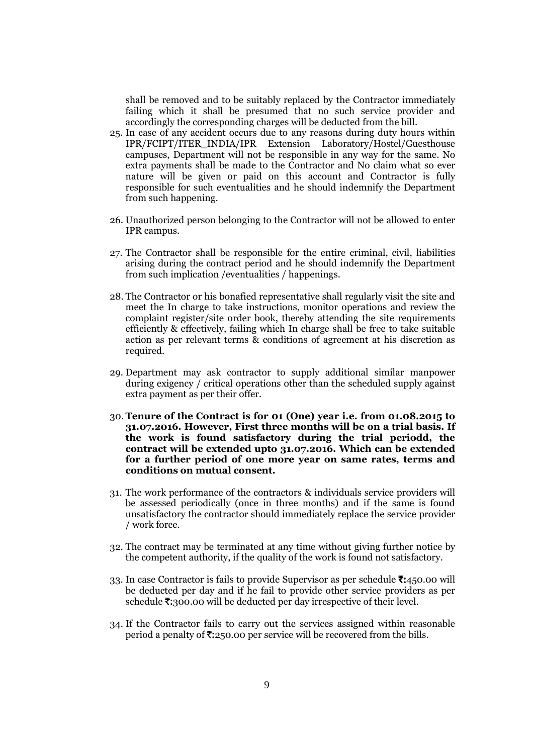shall be removed and to be suitably replaced by the Contractor immediately failing which it shall be presumed that no such service provider and accordingly the corresponding charges will be deducted from the bill.

25. In case of any accident occurs due to any reasons during duty hours within IPR/FCIPT/ITER_INDIA/IPR Extension Laboratory/Hostel/Guesthouse campuses, Department will not be responsible in any way for the same. No extra payments shall be made to the Contractor and No claim what so ever nature will be given or paid on this account and Contractor is fully responsible for such eventualities and he should indemnify the Department from such happening.

26. Unauthorized person belonging to the Contractor will not be allowed to enter IPR campus.

27. The Contractor shall be responsible for the entire criminal, civil, liabilities arising during the contract period and he should indemnify the Department from such implication /eventualities / happenings.

28. The Contractor or his bonafied representative shall regularly visit the site and meet the In charge to take instructions, monitor operations and review the complaint register/site order book, thereby attending the site requirements efficiently & effectively, failing which In charge shall be free to take suitable action as per relevant terms & conditions of agreement at his discretion as required.

29. Department may ask contractor to supply additional similar manpower during exigency / critical operations other than the scheduled supply against extra payment as per their offer.

30. **Tenure of the Contract is for 01 (One) year i.e. from 01.08.2015 to 31.07.2016. However, First three months will be on a trial basis. If the work is found satisfactory during the trial periodd, the contract will be extended upto 31.07.2016. Which can be extended for a further period of one more year on same rates, terms and conditions on mutual consent.**

31. The work performance of the contractors & individuals service providers will be assessed periodically (once in three months) and if the same is found unsatisfactory the contractor should immediately replace the service provider / work force.

32. The contract may be terminated at any time without giving further notice by the competent authority, if the quality of the work is found not satisfactory.

33. In case Contractor is fails to provide Supervisor as per schedule ₹:450.00 will be deducted per day and if he fail to provide other service providers as per schedule ₹:300.00 will be deducted per day irrespective of their level.

34. If the Contractor fails to carry out the services assigned within reasonable period a penalty of ₹:250.00 per service will be recovered from the bills.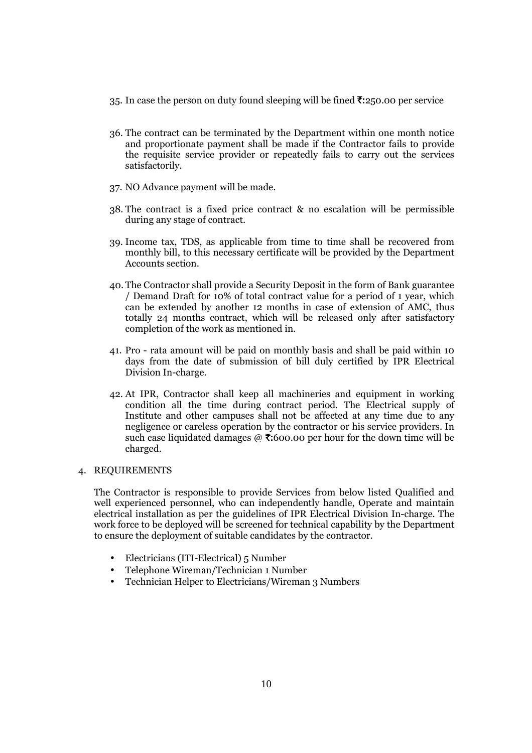35. In case the person on duty found sleeping will be fined ₹:250.00 per service

36. The contract can be terminated by the Department within one month notice and proportionate payment shall be made if the Contractor fails to provide the requisite service provider or repeatedly fails to carry out the services satisfactorily.

37. NO Advance payment will be made.

38. The contract is a fixed price contract & no escalation will be permissible during any stage of contract.

39. Income tax, TDS, as applicable from time to time shall be recovered from monthly bill, to this necessary certificate will be provided by the Department Accounts section.

40. The Contractor shall provide a Security Deposit in the form of Bank guarantee / Demand Draft for 10% of total contract value for a period of 1 year, which can be extended by another 12 months in case of extension of AMC, thus totally 24 months contract, which will be released only after satisfactory completion of the work as mentioned in.

41. Pro - rata amount will be paid on monthly basis and shall be paid within 10 days from the date of submission of bill duly certified by IPR Electrical Division In-charge.

42. At IPR, Contractor shall keep all machineries and equipment in working condition all the time during contract period. The Electrical supply of Institute and other campuses shall not be affected at any time due to any negligence or careless operation by the contractor or his service providers. In such case liquidated damages @ ₹:600.00 per hour for the down time will be charged.

4. REQUIREMENTS

The Contractor is responsible to provide Services from below listed Qualified and well experienced personnel, who can independently handle, Operate and maintain electrical installation as per the guidelines of IPR Electrical Division In-charge. The work force to be deployed will be screened for technical capability by the Department to ensure the deployment of suitable candidates by the contractor.

- Electricians (ITI-Electrical) 5 Number
- Telephone Wireman/Technician 1 Number
- Technician Helper to Electricians/Wireman 3 Numbers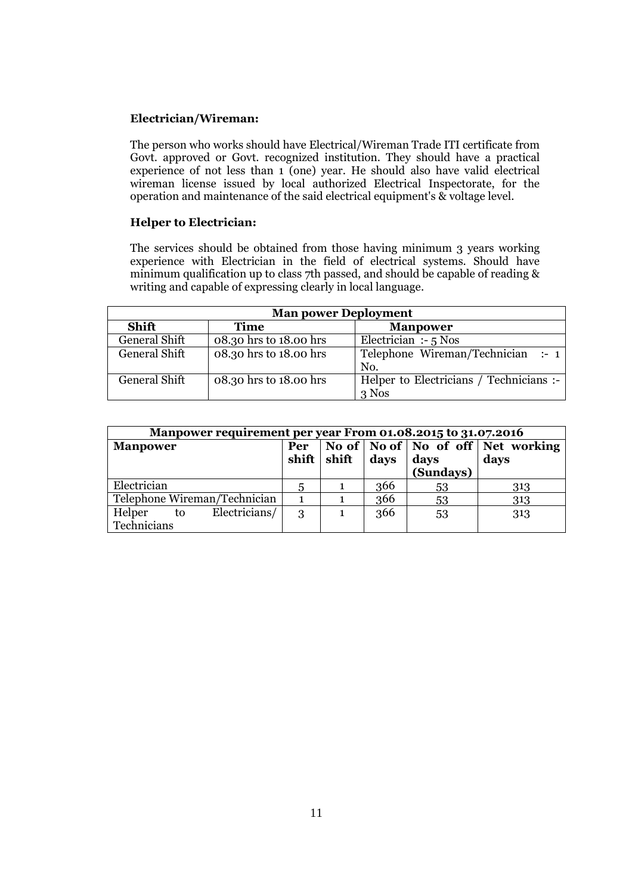**Electrician/Wireman:**

The person who works should have Electrical/Wireman Trade ITI certificate from Govt. approved or Govt. recognized institution. They should have a practical experience of not less than 1 (one) year. He should also have valid electrical wireman license issued by local authorized Electrical Inspectorate, for the operation and maintenance of the said electrical equipment's & voltage level.

**Helper to Electrician:**

The services should be obtained from those having minimum 3 years working experience with Electrician in the field of electrical systems. Should have minimum qualification up to class 7th passed, and should be capable of reading & writing and capable of expressing clearly in local language.

| **Man power Deployment** | | |
|---|---|---|
| **Shift** | **Time** | **Manpower** |
| General Shift | 08.30 hrs to 18.00 hrs | Electrician :- 5 Nos |
| General Shift | 08.30 hrs to 18.00 hrs | Telephone Wireman/Technician :- 1 No. |
| General Shift | 08.30 hrs to 18.00 hrs | Helper to Electricians / Technicians :- 3 Nos |

| **Manpower requirement per year From 01.08.2015 to 31.07.2016** | | | | | |
|---|---|---|---|---|---|
| **Manpower** | **Per shift** | **No of shift** | **No of days** | **No of off days (Sundays)** | **Net working days** |
| Electrician | 5 | 1 | 366 | 53 | 313 |
| Telephone Wireman/Technician | 1 | 1 | 366 | 53 | 313 |
| Helper to Electricians/ Technicians | 3 | 1 | 366 | 53 | 313 |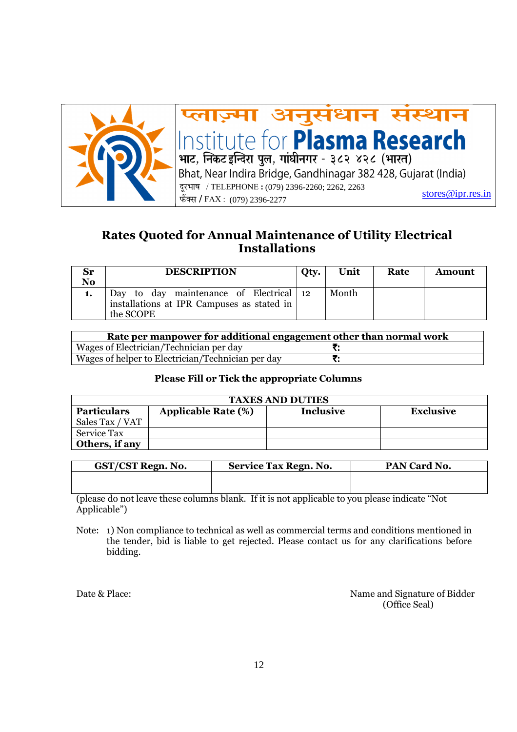प्लाज़्मा अनुसंधान संस्थान

Institute for **Plasma Research**

भाट, निकट इन्दिरा पुल, गांधीनगर - ३८२ ४२८ (भारत)

Bhat, Near Indira Bridge, Gandhinagar 382 428, Gujarat (India)

दूरभाष / TELEPHONE : (079) 2396-2260; 2262, 2263

फैक्स / FAX : (079) 2396-2277

stores@ipr.res.in

## Rates Quoted for Annual Maintenance of Utility Electrical Installations

| Sr No | DESCRIPTION | Qty. | Unit | Rate | Amount |
|---|---|---|---|---|---|
| 1. | Day to day maintenance of Electrical installations at IPR Campuses as stated in the SCOPE | 12 | Month | | |

| Rate per manpower for additional engagement other than normal work | |
|---|---|
| Wages of Electrician/Technician per day | ₹: |
| Wages of helper to Electrician/Technician per day | ₹: |

**Please Fill or Tick the appropriate Columns**

| TAXES AND DUTIES | | | |
|---|---|---|---|
| **Particulars** | **Applicable Rate (%)** | **Inclusive** | **Exclusive** |
| Sales Tax / VAT | | | |
| Service Tax | | | |
| **Others, if any** | | | |

| GST/CST Regn. No. | Service Tax Regn. No. | PAN Card No. |
|---|---|---|
| | | |

(please do not leave these columns blank. If it is not applicable to you please indicate "Not Applicable")

Note: 1) Non compliance to technical as well as commercial terms and conditions mentioned in the tender, bid is liable to get rejected. Please contact us for any clarifications before bidding.

Date & Place:

Name and Signature of Bidder
(Office Seal)